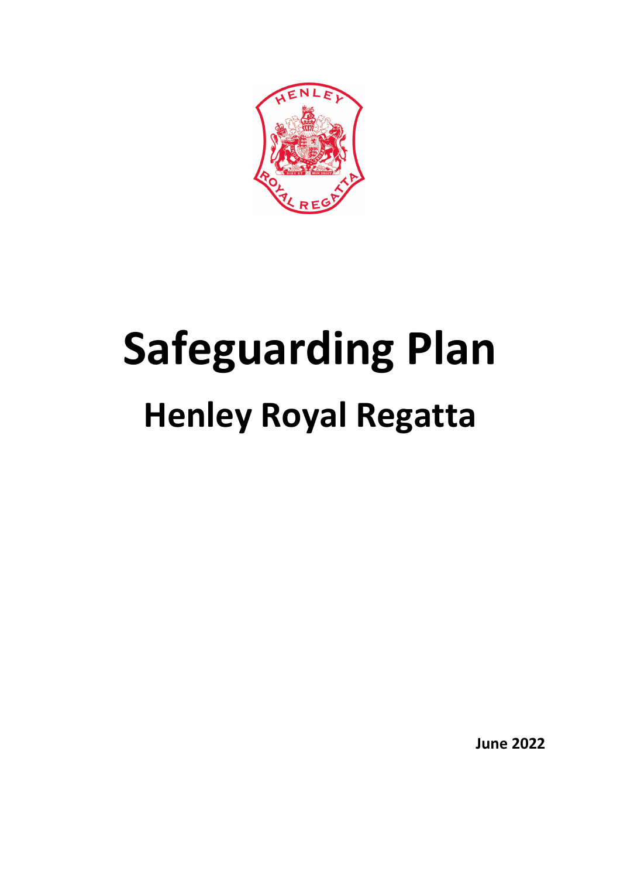# Safeguarding Plan

## Henley Royal Regatta

**June 2022**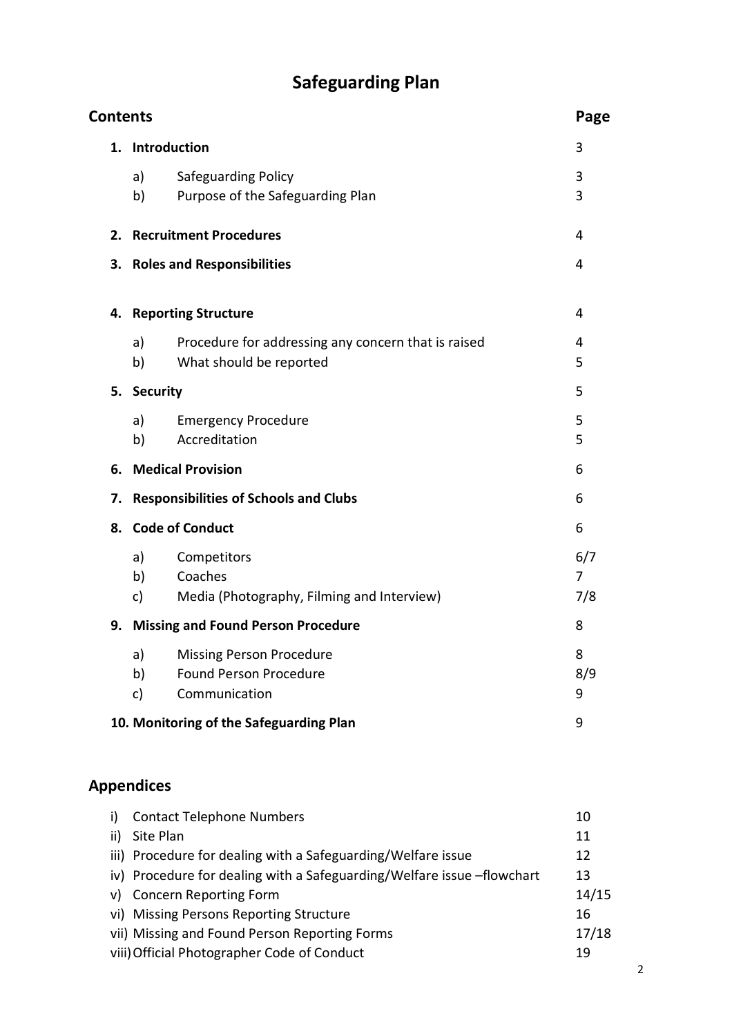# Safeguarding Plan

| Contents | | Page |
|---|---|---|
| **1. Introduction** | | 3 |
| a) | Safeguarding Policy | 3 |
| b) | Purpose of the Safeguarding Plan | 3 |
| **2. Recruitment Procedures** | | 4 |
| **3. Roles and Responsibilities** | | 4 |
| **4. Reporting Structure** | | 4 |
| a) | Procedure for addressing any concern that is raised | 4 |
| b) | What should be reported | 5 |
| **5. Security** | | 5 |
| a) | Emergency Procedure | 5 |
| b) | Accreditation | 5 |
| **6. Medical Provision** | | 6 |
| **7. Responsibilities of Schools and Clubs** | | 6 |
| **8. Code of Conduct** | | 6 |
| a) | Competitors | 6/7 |
| b) | Coaches | 7 |
| c) | Media (Photography, Filming and Interview) | 7/8 |
| **9. Missing and Found Person Procedure** | | 8 |
| a) | Missing Person Procedure | 8 |
| b) | Found Person Procedure | 8/9 |
| c) | Communication | 9 |
| **10. Monitoring of the Safeguarding Plan** | | 9 |

## Appendices

| | | |
|---|---|---|
| i) | Contact Telephone Numbers | 10 |
| ii) | Site Plan | 11 |
| iii) | Procedure for dealing with a Safeguarding/Welfare issue | 12 |
| iv) | Procedure for dealing with a Safeguarding/Welfare issue –flowchart | 13 |
| v) | Concern Reporting Form | 14/15 |
| vi) | Missing Persons Reporting Structure | 16 |
| vii) | Missing and Found Person Reporting Forms | 17/18 |
| viii) | Official Photographer Code of Conduct | 19 |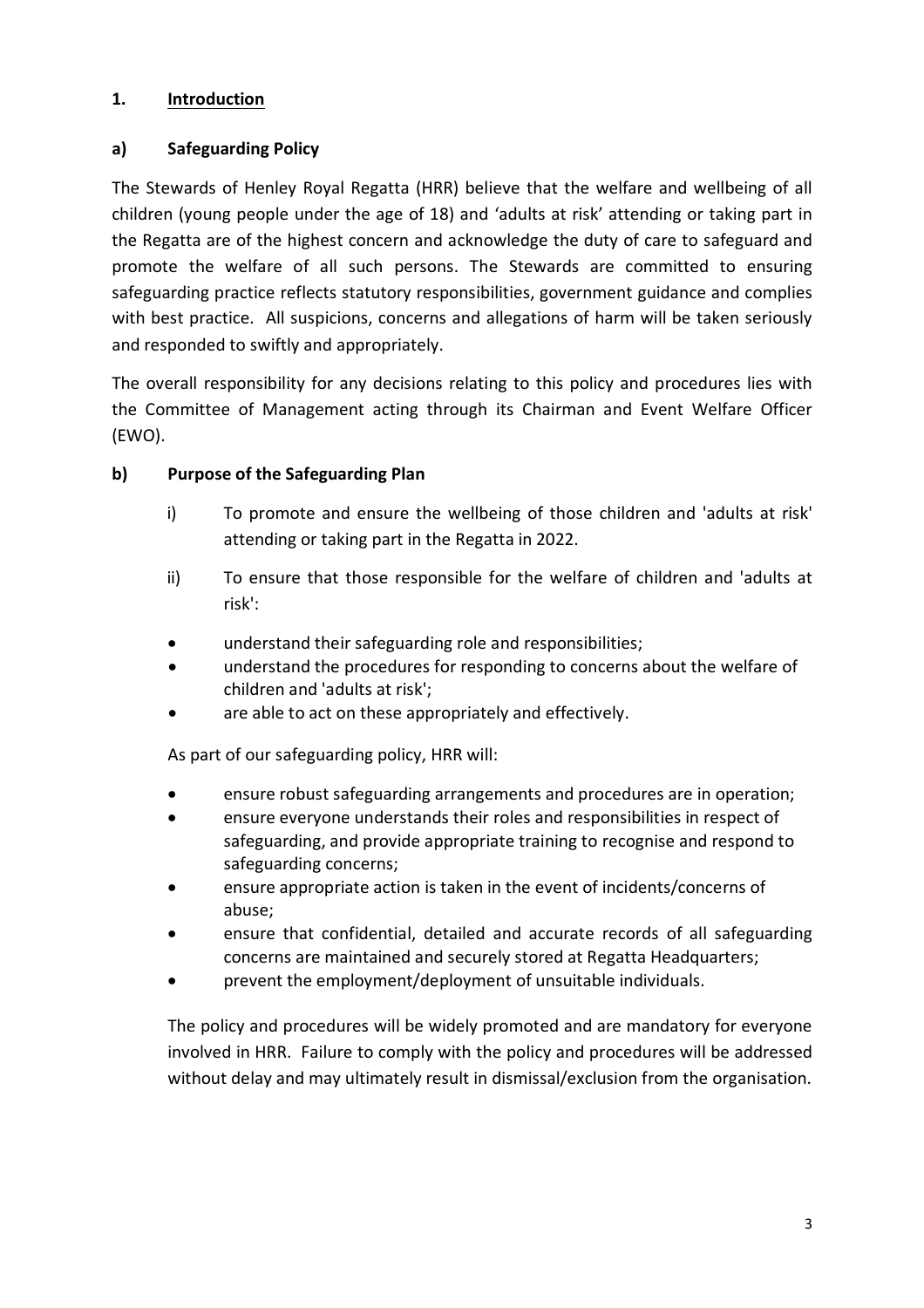## 1. Introduction

### a) Safeguarding Policy

The Stewards of Henley Royal Regatta (HRR) believe that the welfare and wellbeing of all children (young people under the age of 18) and 'adults at risk' attending or taking part in the Regatta are of the highest concern and acknowledge the duty of care to safeguard and promote the welfare of all such persons. The Stewards are committed to ensuring safeguarding practice reflects statutory responsibilities, government guidance and complies with best practice. All suspicions, concerns and allegations of harm will be taken seriously and responded to swiftly and appropriately.

The overall responsibility for any decisions relating to this policy and procedures lies with the Committee of Management acting through its Chairman and Event Welfare Officer (EWO).

### b) Purpose of the Safeguarding Plan

i) To promote and ensure the wellbeing of those children and 'adults at risk' attending or taking part in the Regatta in 2022.

ii) To ensure that those responsible for the welfare of children and 'adults at risk':

- understand their safeguarding role and responsibilities;
- understand the procedures for responding to concerns about the welfare of children and 'adults at risk';
- are able to act on these appropriately and effectively.

As part of our safeguarding policy, HRR will:

- ensure robust safeguarding arrangements and procedures are in operation;
- ensure everyone understands their roles and responsibilities in respect of safeguarding, and provide appropriate training to recognise and respond to safeguarding concerns;
- ensure appropriate action is taken in the event of incidents/concerns of abuse;
- ensure that confidential, detailed and accurate records of all safeguarding concerns are maintained and securely stored at Regatta Headquarters;
- prevent the employment/deployment of unsuitable individuals.

The policy and procedures will be widely promoted and are mandatory for everyone involved in HRR. Failure to comply with the policy and procedures will be addressed without delay and may ultimately result in dismissal/exclusion from the organisation.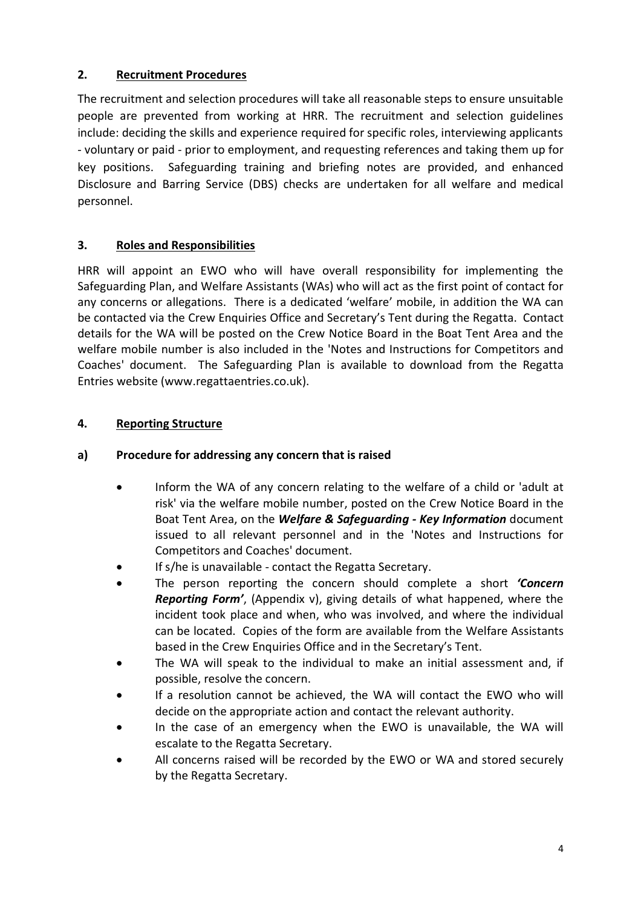## 2. Recruitment Procedures

The recruitment and selection procedures will take all reasonable steps to ensure unsuitable people are prevented from working at HRR. The recruitment and selection guidelines include: deciding the skills and experience required for specific roles, interviewing applicants - voluntary or paid - prior to employment, and requesting references and taking them up for key positions. Safeguarding training and briefing notes are provided, and enhanced Disclosure and Barring Service (DBS) checks are undertaken for all welfare and medical personnel.

## 3. Roles and Responsibilities

HRR will appoint an EWO who will have overall responsibility for implementing the Safeguarding Plan, and Welfare Assistants (WAs) who will act as the first point of contact for any concerns or allegations. There is a dedicated 'welfare' mobile, in addition the WA can be contacted via the Crew Enquiries Office and Secretary's Tent during the Regatta. Contact details for the WA will be posted on the Crew Notice Board in the Boat Tent Area and the welfare mobile number is also included in the 'Notes and Instructions for Competitors and Coaches' document. The Safeguarding Plan is available to download from the Regatta Entries website (www.regattaentries.co.uk).

## 4. Reporting Structure

### a) Procedure for addressing any concern that is raised

- Inform the WA of any concern relating to the welfare of a child or 'adult at risk' via the welfare mobile number, posted on the Crew Notice Board in the Boat Tent Area, on the ***Welfare & Safeguarding - Key Information*** document issued to all relevant personnel and in the 'Notes and Instructions for Competitors and Coaches' document.
- If s/he is unavailable - contact the Regatta Secretary.
- The person reporting the concern should complete a short ***'Concern Reporting Form'***, (Appendix v), giving details of what happened, where the incident took place and when, who was involved, and where the individual can be located. Copies of the form are available from the Welfare Assistants based in the Crew Enquiries Office and in the Secretary's Tent.
- The WA will speak to the individual to make an initial assessment and, if possible, resolve the concern.
- If a resolution cannot be achieved, the WA will contact the EWO who will decide on the appropriate action and contact the relevant authority.
- In the case of an emergency when the EWO is unavailable, the WA will escalate to the Regatta Secretary.
- All concerns raised will be recorded by the EWO or WA and stored securely by the Regatta Secretary.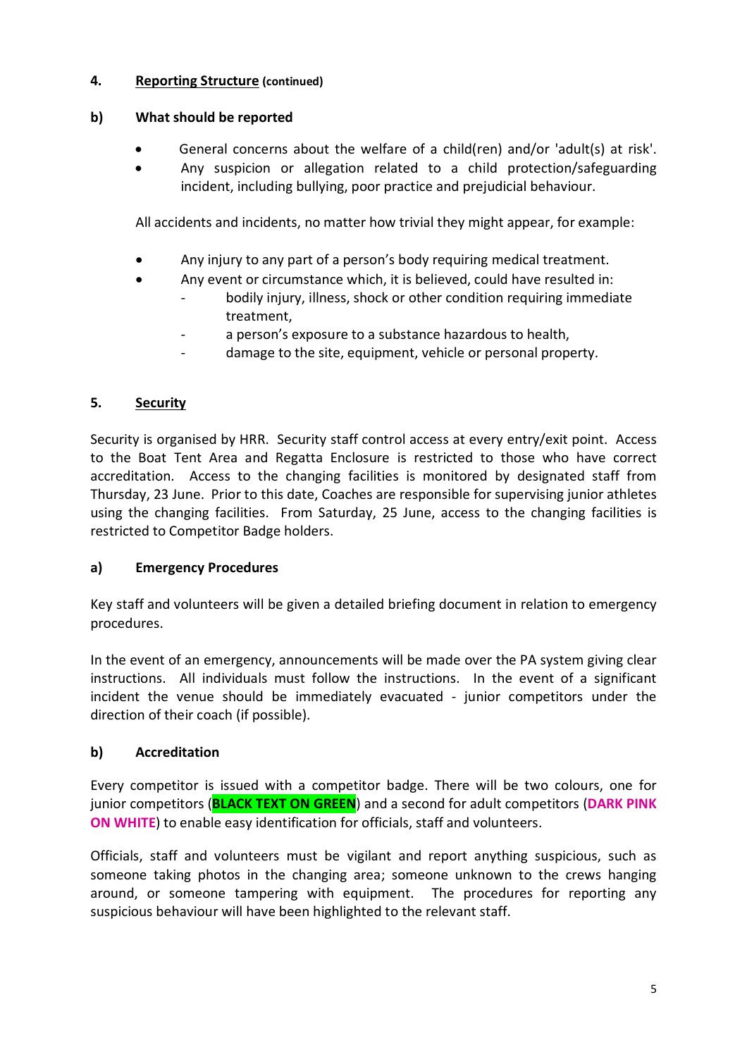## 4. Reporting Structure (continued)

### b) What should be reported

- General concerns about the welfare of a child(ren) and/or 'adult(s) at risk'.
- Any suspicion or allegation related to a child protection/safeguarding incident, including bullying, poor practice and prejudicial behaviour.

All accidents and incidents, no matter how trivial they might appear, for example:

- Any injury to any part of a person's body requiring medical treatment.
- Any event or circumstance which, it is believed, could have resulted in:
  - bodily injury, illness, shock or other condition requiring immediate treatment,
  - a person's exposure to a substance hazardous to health,
  - damage to the site, equipment, vehicle or personal property.

## 5. Security

Security is organised by HRR. Security staff control access at every entry/exit point. Access to the Boat Tent Area and Regatta Enclosure is restricted to those who have correct accreditation. Access to the changing facilities is monitored by designated staff from Thursday, 23 June. Prior to this date, Coaches are responsible for supervising junior athletes using the changing facilities. From Saturday, 25 June, access to the changing facilities is restricted to Competitor Badge holders.

### a) Emergency Procedures

Key staff and volunteers will be given a detailed briefing document in relation to emergency procedures.

In the event of an emergency, announcements will be made over the PA system giving clear instructions. All individuals must follow the instructions. In the event of a significant incident the venue should be immediately evacuated - junior competitors under the direction of their coach (if possible).

### b) Accreditation

Every competitor is issued with a competitor badge. There will be two colours, one for junior competitors (**BLACK TEXT ON GREEN**) and a second for adult competitors (**DARK PINK ON WHITE**) to enable easy identification for officials, staff and volunteers.

Officials, staff and volunteers must be vigilant and report anything suspicious, such as someone taking photos in the changing area; someone unknown to the crews hanging around, or someone tampering with equipment. The procedures for reporting any suspicious behaviour will have been highlighted to the relevant staff.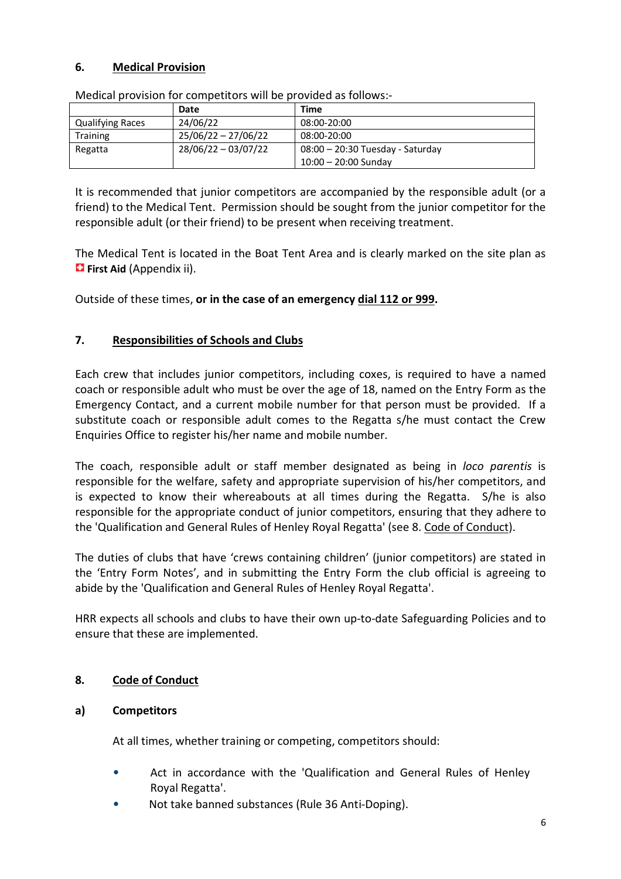## 6. Medical Provision

Medical provision for competitors will be provided as follows:-

| | Date | Time |
|---|---|---|
| Qualifying Races | 24/06/22 | 08:00-20:00 |
| Training | 25/06/22 – 27/06/22 | 08:00-20:00 |
| Regatta | 28/06/22 – 03/07/22 | 08:00 – 20:30 Tuesday - Saturday<br>10:00 – 20:00 Sunday |

It is recommended that junior competitors are accompanied by the responsible adult (or a friend) to the Medical Tent. Permission should be sought from the junior competitor for the responsible adult (or their friend) to be present when receiving treatment.

The Medical Tent is located in the Boat Tent Area and is clearly marked on the site plan as **First Aid** (Appendix ii).

Outside of these times, **or in the case of an emergency dial 112 or 999.**

## 7. Responsibilities of Schools and Clubs

Each crew that includes junior competitors, including coxes, is required to have a named coach or responsible adult who must be over the age of 18, named on the Entry Form as the Emergency Contact, and a current mobile number for that person must be provided. If a substitute coach or responsible adult comes to the Regatta s/he must contact the Crew Enquiries Office to register his/her name and mobile number.

The coach, responsible adult or staff member designated as being in *loco parentis* is responsible for the welfare, safety and appropriate supervision of his/her competitors, and is expected to know their whereabouts at all times during the Regatta. S/he is also responsible for the appropriate conduct of junior competitors, ensuring that they adhere to the 'Qualification and General Rules of Henley Royal Regatta' (see 8. Code of Conduct).

The duties of clubs that have 'crews containing children' (junior competitors) are stated in the 'Entry Form Notes', and in submitting the Entry Form the club official is agreeing to abide by the 'Qualification and General Rules of Henley Royal Regatta'.

HRR expects all schools and clubs to have their own up-to-date Safeguarding Policies and to ensure that these are implemented.

## 8. Code of Conduct

### a) Competitors

At all times, whether training or competing, competitors should:

- Act in accordance with the 'Qualification and General Rules of Henley Royal Regatta'.
- Not take banned substances (Rule 36 Anti-Doping).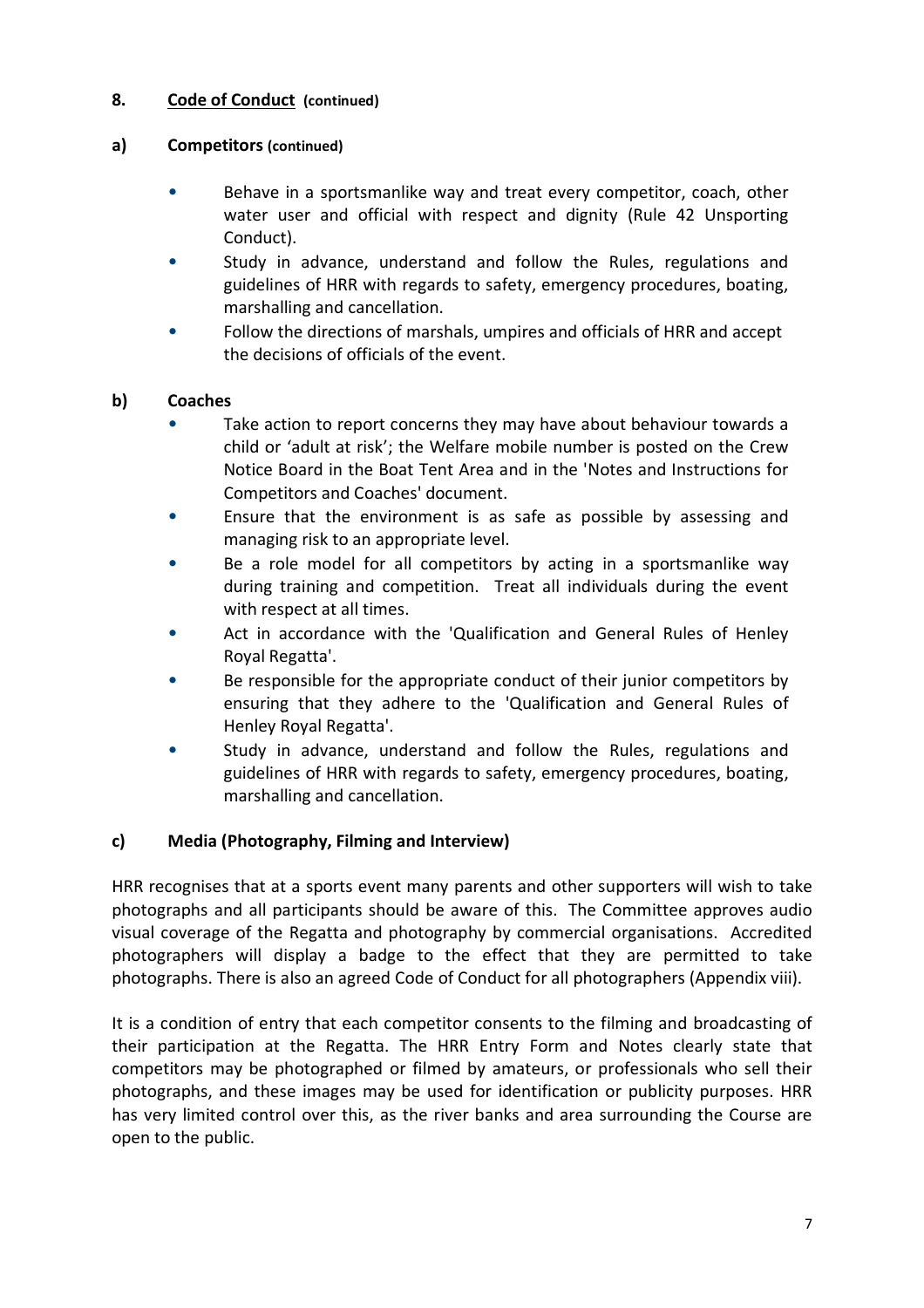## 8. Code of Conduct (continued)

### a) Competitors (continued)

- Behave in a sportsmanlike way and treat every competitor, coach, other water user and official with respect and dignity (Rule 42 Unsporting Conduct).
- Study in advance, understand and follow the Rules, regulations and guidelines of HRR with regards to safety, emergency procedures, boating, marshalling and cancellation.
- Follow the directions of marshals, umpires and officials of HRR and accept the decisions of officials of the event.

### b) Coaches

- Take action to report concerns they may have about behaviour towards a child or 'adult at risk'; the Welfare mobile number is posted on the Crew Notice Board in the Boat Tent Area and in the 'Notes and Instructions for Competitors and Coaches' document.
- Ensure that the environment is as safe as possible by assessing and managing risk to an appropriate level.
- Be a role model for all competitors by acting in a sportsmanlike way during training and competition. Treat all individuals during the event with respect at all times.
- Act in accordance with the 'Qualification and General Rules of Henley Royal Regatta'.
- Be responsible for the appropriate conduct of their junior competitors by ensuring that they adhere to the 'Qualification and General Rules of Henley Royal Regatta'.
- Study in advance, understand and follow the Rules, regulations and guidelines of HRR with regards to safety, emergency procedures, boating, marshalling and cancellation.

### c) Media (Photography, Filming and Interview)

HRR recognises that at a sports event many parents and other supporters will wish to take photographs and all participants should be aware of this. The Committee approves audio visual coverage of the Regatta and photography by commercial organisations. Accredited photographers will display a badge to the effect that they are permitted to take photographs. There is also an agreed Code of Conduct for all photographers (Appendix viii).

It is a condition of entry that each competitor consents to the filming and broadcasting of their participation at the Regatta. The HRR Entry Form and Notes clearly state that competitors may be photographed or filmed by amateurs, or professionals who sell their photographs, and these images may be used for identification or publicity purposes. HRR has very limited control over this, as the river banks and area surrounding the Course are open to the public.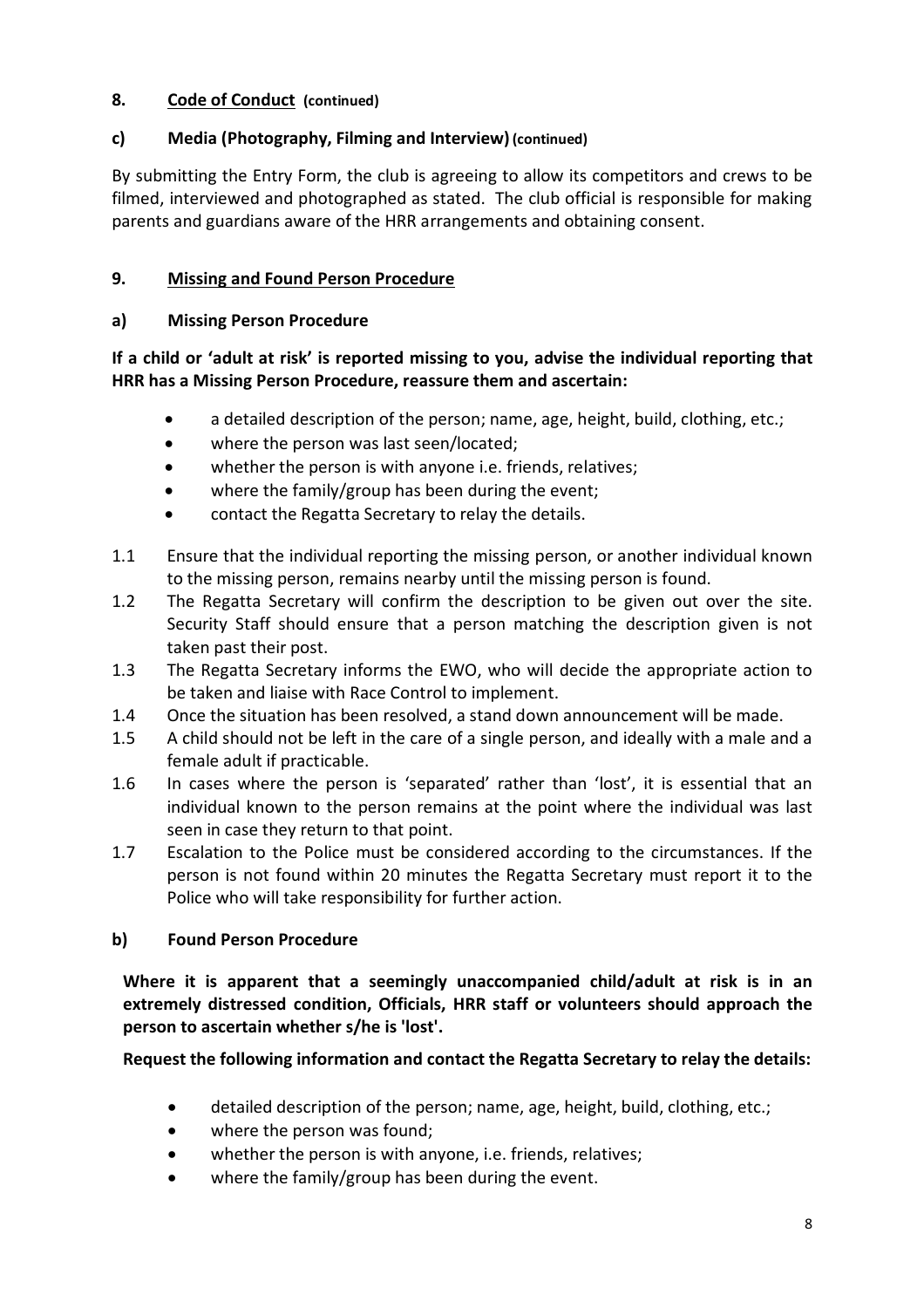## 8. Code of Conduct (continued)

### c) Media (Photography, Filming and Interview) (continued)

By submitting the Entry Form, the club is agreeing to allow its competitors and crews to be filmed, interviewed and photographed as stated. The club official is responsible for making parents and guardians aware of the HRR arrangements and obtaining consent.

## 9. Missing and Found Person Procedure

### a) Missing Person Procedure

**If a child or 'adult at risk' is reported missing to you, advise the individual reporting that HRR has a Missing Person Procedure, reassure them and ascertain:**

- a detailed description of the person; name, age, height, build, clothing, etc.;
- where the person was last seen/located;
- whether the person is with anyone i.e. friends, relatives;
- where the family/group has been during the event;
- contact the Regatta Secretary to relay the details.

1.1 Ensure that the individual reporting the missing person, or another individual known to the missing person, remains nearby until the missing person is found.

1.2 The Regatta Secretary will confirm the description to be given out over the site. Security Staff should ensure that a person matching the description given is not taken past their post.

1.3 The Regatta Secretary informs the EWO, who will decide the appropriate action to be taken and liaise with Race Control to implement.

1.4 Once the situation has been resolved, a stand down announcement will be made.

1.5 A child should not be left in the care of a single person, and ideally with a male and a female adult if practicable.

1.6 In cases where the person is 'separated' rather than 'lost', it is essential that an individual known to the person remains at the point where the individual was last seen in case they return to that point.

1.7 Escalation to the Police must be considered according to the circumstances. If the person is not found within 20 minutes the Regatta Secretary must report it to the Police who will take responsibility for further action.

### b) Found Person Procedure

**Where it is apparent that a seemingly unaccompanied child/adult at risk is in an extremely distressed condition, Officials, HRR staff or volunteers should approach the person to ascertain whether s/he is 'lost'.**

**Request the following information and contact the Regatta Secretary to relay the details:**

- detailed description of the person; name, age, height, build, clothing, etc.;
- where the person was found;
- whether the person is with anyone, i.e. friends, relatives;
- where the family/group has been during the event.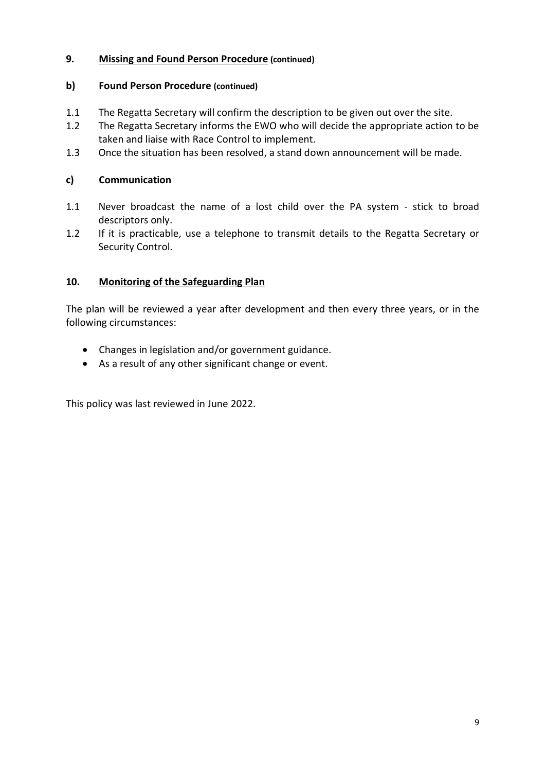## 9. Missing and Found Person Procedure (continued)

### b) Found Person Procedure (continued)

1.1 The Regatta Secretary will confirm the description to be given out over the site.

1.2 The Regatta Secretary informs the EWO who will decide the appropriate action to be taken and liaise with Race Control to implement.

1.3 Once the situation has been resolved, a stand down announcement will be made.

### c) Communication

1.1 Never broadcast the name of a lost child over the PA system - stick to broad descriptors only.

1.2 If it is practicable, use a telephone to transmit details to the Regatta Secretary or Security Control.

## 10. Monitoring of the Safeguarding Plan

The plan will be reviewed a year after development and then every three years, or in the following circumstances:

- Changes in legislation and/or government guidance.
- As a result of any other significant change or event.

This policy was last reviewed in June 2022.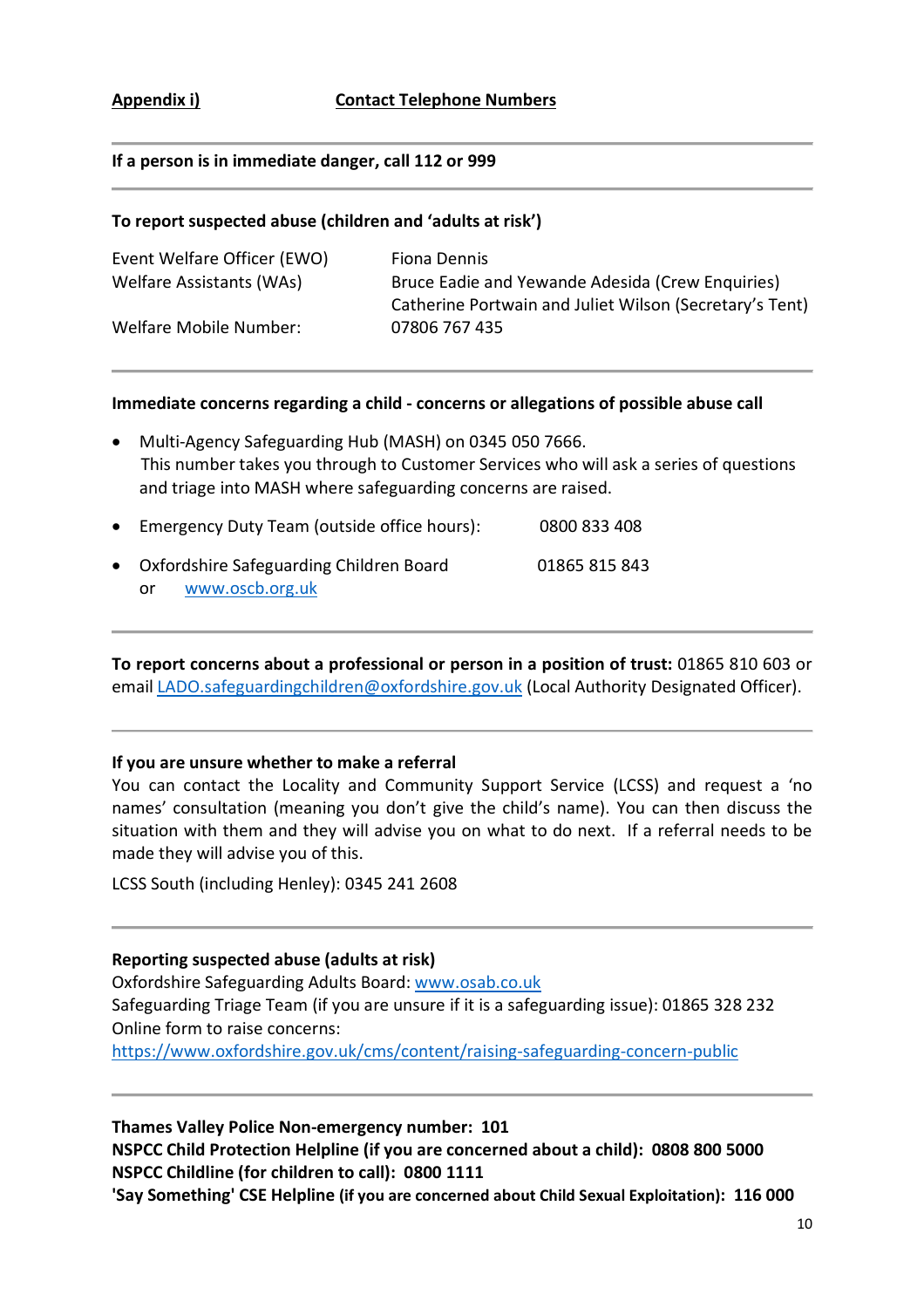**Appendix i)** **Contact Telephone Numbers**

---

**If a person is in immediate danger, call 112 or 999**

---

**To report suspected abuse (children and 'adults at risk')**

| | |
|---|---|
| Event Welfare Officer (EWO) | Fiona Dennis |
| Welfare Assistants (WAs) | Bruce Eadie and Yewande Adesida (Crew Enquiries)<br>Catherine Portwain and Juliet Wilson (Secretary's Tent) |
| Welfare Mobile Number: | 07806 767 435 |

---

**Immediate concerns regarding a child - concerns or allegations of possible abuse call**

- Multi-Agency Safeguarding Hub (MASH) on 0345 050 7666.
  This number takes you through to Customer Services who will ask a series of questions and triage into MASH where safeguarding concerns are raised.
- Emergency Duty Team (outside office hours): 0800 833 408
- Oxfordshire Safeguarding Children Board 01865 815 843
  or www.oscb.org.uk

---

**To report concerns about a professional or person in a position of trust:** 01865 810 603 or email LADO.safeguardingchildren@oxfordshire.gov.uk (Local Authority Designated Officer).

---

**If you are unsure whether to make a referral**

You can contact the Locality and Community Support Service (LCSS) and request a 'no names' consultation (meaning you don't give the child's name). You can then discuss the situation with them and they will advise you on what to do next. If a referral needs to be made they will advise you of this.

LCSS South (including Henley): 0345 241 2608

---

**Reporting suspected abuse (adults at risk)**

Oxfordshire Safeguarding Adults Board: www.osab.co.uk
Safeguarding Triage Team (if you are unsure if it is a safeguarding issue): 01865 328 232
Online form to raise concerns:
https://www.oxfordshire.gov.uk/cms/content/raising-safeguarding-concern-public

---

**Thames Valley Police Non-emergency number: 101**
**NSPCC Child Protection Helpline (if you are concerned about a child): 0808 800 5000**
**NSPCC Childline (for children to call): 0800 1111**
**'Say Something' CSE Helpline (if you are concerned about Child Sexual Exploitation): 116 000**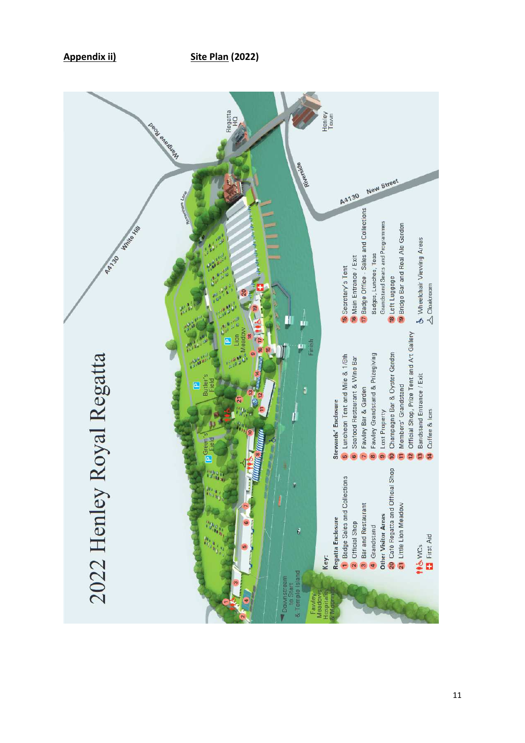**Appendix ii)** **Site Plan (2022)**

2022 Henley Royal Regatta

Wargrave Road

Regatta HQ

Henley Town

A4130 White Hill

Remenham Lane

Riverside

A4130 New Street

Lion Meadow

Butler's Field

Green's Field

Finish

Downstream to Start & Temple Island

Fawley Meadows Hospitality & Moorings

**Key:**

**Regatta Enclosure**

1. Badge Sales and Collections
2. Official Shop
3. Bar and Restaurant
4. Grandstand

**Other Visitor Areas**

20. Café Regatta and Official Shop
21. Little Lion Meadow

WCs

First Aid

**Stewards' Enclosure**

5. Luncheon Tent and Mile & 1/8th
6. Seafood Restaurant & Wine Bar
7. Fawley Bar & Garden
8. Fawley Grandstand & Prizegiving
9. Lost Property
10. Champagne Bar & Oyster Garden
11. Members' Grandstand
12. Official Shop, Prize Tent and Art Gallery
13. Bandstand Entrance / Exit
14. Coffee & Ices
15. Secretary's Tent
16. Main Entrance / Exit
17. Badge Office - Sales and Collections
    Badges, Lunches, Teas
    Grandstand Seats and Programmes
18. Left Luggage
19. Bridge Bar and Real Ale Garden

Wheelchair Viewing Areas

Cloakroom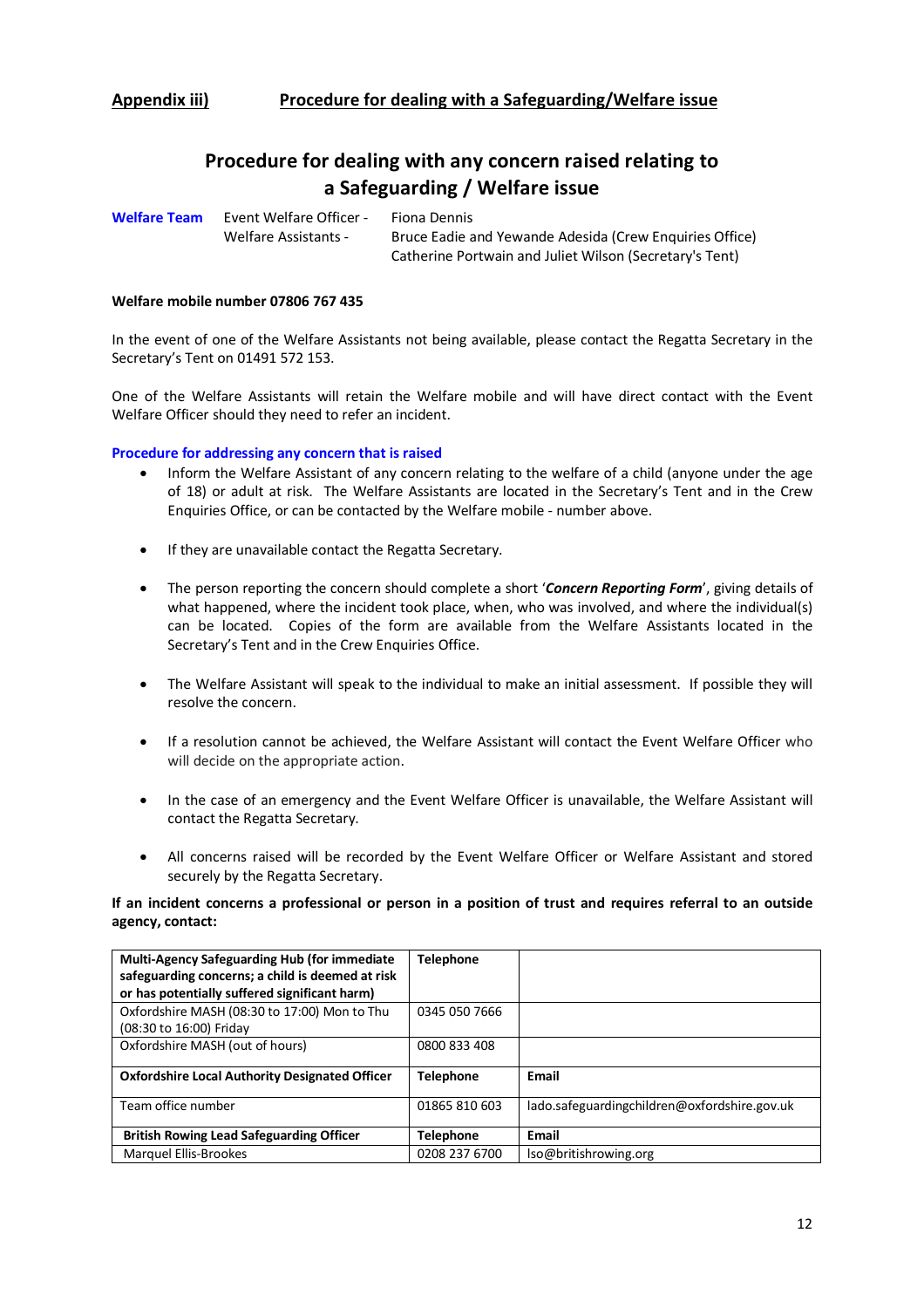## Appendix iii) Procedure for dealing with a Safeguarding/Welfare issue

# Procedure for dealing with any concern raised relating to a Safeguarding / Welfare issue

**Welfare Team**

Event Welfare Officer - Fiona Dennis

Welfare Assistants - Bruce Eadie and Yewande Adesida (Crew Enquiries Office)
Catherine Portwain and Juliet Wilson (Secretary's Tent)

**Welfare mobile number 07806 767 435**

In the event of one of the Welfare Assistants not being available, please contact the Regatta Secretary in the Secretary's Tent on 01491 572 153.

One of the Welfare Assistants will retain the Welfare mobile and will have direct contact with the Event Welfare Officer should they need to refer an incident.

**Procedure for addressing any concern that is raised**

- Inform the Welfare Assistant of any concern relating to the welfare of a child (anyone under the age of 18) or adult at risk. The Welfare Assistants are located in the Secretary's Tent and in the Crew Enquiries Office, or can be contacted by the Welfare mobile - number above.
- If they are unavailable contact the Regatta Secretary.
- The person reporting the concern should complete a short '***Concern Reporting Form***', giving details of what happened, where the incident took place, when, who was involved, and where the individual(s) can be located. Copies of the form are available from the Welfare Assistants located in the Secretary's Tent and in the Crew Enquiries Office.
- The Welfare Assistant will speak to the individual to make an initial assessment. If possible they will resolve the concern.
- If a resolution cannot be achieved, the Welfare Assistant will contact the Event Welfare Officer who will decide on the appropriate action.
- In the case of an emergency and the Event Welfare Officer is unavailable, the Welfare Assistant will contact the Regatta Secretary.
- All concerns raised will be recorded by the Event Welfare Officer or Welfare Assistant and stored securely by the Regatta Secretary.

**If an incident concerns a professional or person in a position of trust and requires referral to an outside agency, contact:**

| **Multi-Agency Safeguarding Hub (for immediate safeguarding concerns; a child is deemed at risk or has potentially suffered significant harm)** | **Telephone** | |
|---|---|---|
| Oxfordshire MASH (08:30 to 17:00) Mon to Thu (08:30 to 16:00) Friday | 0345 050 7666 | |
| Oxfordshire MASH (out of hours) | 0800 833 408 | |
| **Oxfordshire Local Authority Designated Officer** | **Telephone** | **Email** |
| Team office number | 01865 810 603 | lado.safeguardingchildren@oxfordshire.gov.uk |
| **British Rowing Lead Safeguarding Officer** | **Telephone** | **Email** |
| Marquel Ellis-Brookes | 0208 237 6700 | lso@britishrowing.org |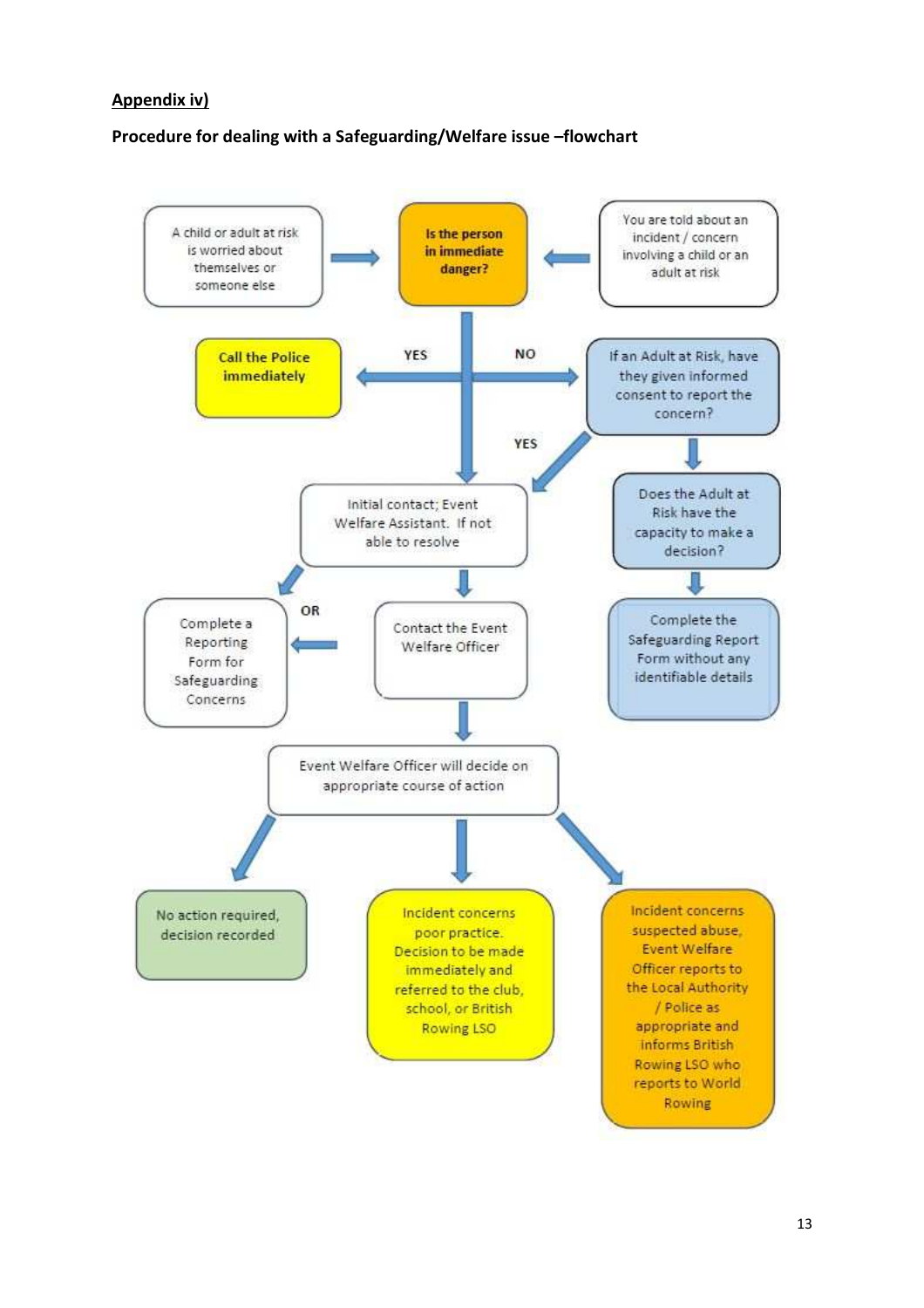**Appendix iv)**

**Procedure for dealing with a Safeguarding/Welfare issue –flowchart**

A child or adult at risk is worried about themselves or someone else

**Is the person in immediate danger?**

You are told about an incident / concern involving a child or an adult at risk

YES

**Call the Police immediately**

NO

If an Adult at Risk, have they given informed consent to report the concern?

YES

Initial contact; Event Welfare Assistant. If not able to resolve

Does the Adult at Risk have the capacity to make a decision?

Complete a Reporting Form for Safeguarding Concerns

OR

Contact the Event Welfare Officer

Complete the Safeguarding Report Form without any identifiable details

Event Welfare Officer will decide on appropriate course of action

No action required, decision recorded

Incident concerns poor practice. Decision to be made immediately and referred to the club, school, or British Rowing LSO

Incident concerns suspected abuse, Event Welfare Officer reports to the Local Authority / Police as appropriate and informs British Rowing LSO who reports to World Rowing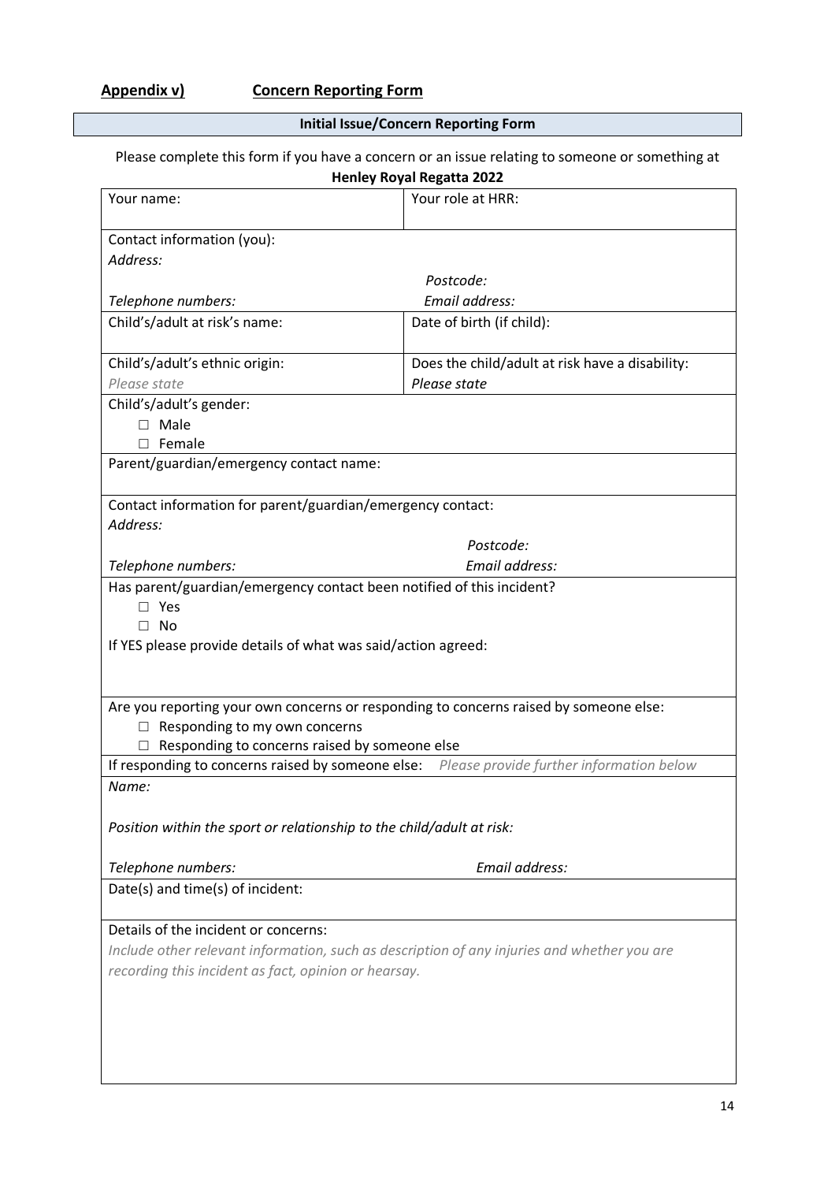**Appendix v)** **Concern Reporting Form**

**Initial Issue/Concern Reporting Form**

Please complete this form if you have a concern or an issue relating to someone or something at **Henley Royal Regatta 2022**

| Your name: | Your role at HRR: |
|---|---|
| Contact information (you):<br>*Address:*<br>*Telephone numbers:* | <br><br>*Postcode:*<br>*Email address:* |
| Child's/adult at risk's name: | Date of birth (if child): |
| Child's/adult's ethnic origin:<br>*Please state* | Does the child/adult at risk have a disability:<br>*Please state* |
| Child's/adult's gender:<br>☐ Male<br>☐ Female | |
| Parent/guardian/emergency contact name: | |
| Contact information for parent/guardian/emergency contact:<br>*Address:*<br>*Telephone numbers:* | <br><br>*Postcode:*<br>*Email address:* |
| Has parent/guardian/emergency contact been notified of this incident?<br>☐ Yes<br>☐ No<br>If YES please provide details of what was said/action agreed: | |
| Are you reporting your own concerns or responding to concerns raised by someone else:<br>☐ Responding to my own concerns<br>☐ Responding to concerns raised by someone else | |
| If responding to concerns raised by someone else: *Please provide further information below* | |
| *Name:*<br><br>*Position within the sport or relationship to the child/adult at risk:*<br><br>*Telephone numbers:* | <br><br><br><br>*Email address:* |
| Date(s) and time(s) of incident: | |
| Details of the incident or concerns:<br>*Include other relevant information, such as description of any injuries and whether you are recording this incident as fact, opinion or hearsay.* | |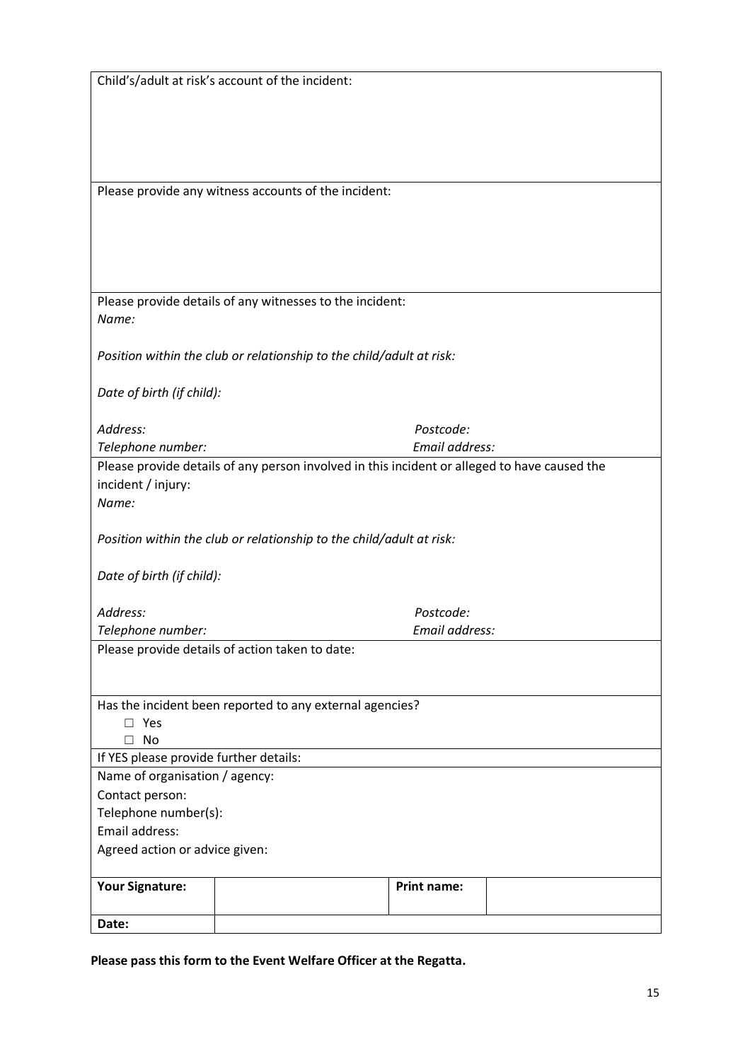Child's/adult at risk's account of the incident:

Please provide any witness accounts of the incident:

Please provide details of any witnesses to the incident:

*Name:*

*Position within the club or relationship to the child/adult at risk:*

*Date of birth (if child):*

*Address:* *Postcode:*

*Telephone number:* *Email address:*

Please provide details of any person involved in this incident or alleged to have caused the incident / injury:

*Name:*

*Position within the club or relationship to the child/adult at risk:*

*Date of birth (if child):*

*Address:* *Postcode:*

*Telephone number:* *Email address:*

Please provide details of action taken to date:

Has the incident been reported to any external agencies?

- ☐ Yes
- ☐ No

If YES please provide further details:

Name of organisation / agency:

Contact person:

Telephone number(s):

Email address:

Agreed action or advice given:

| **Your Signature:** | | **Print name:** | |
|---|---|---|---|
| **Date:** | | | |

**Please pass this form to the Event Welfare Officer at the Regatta.**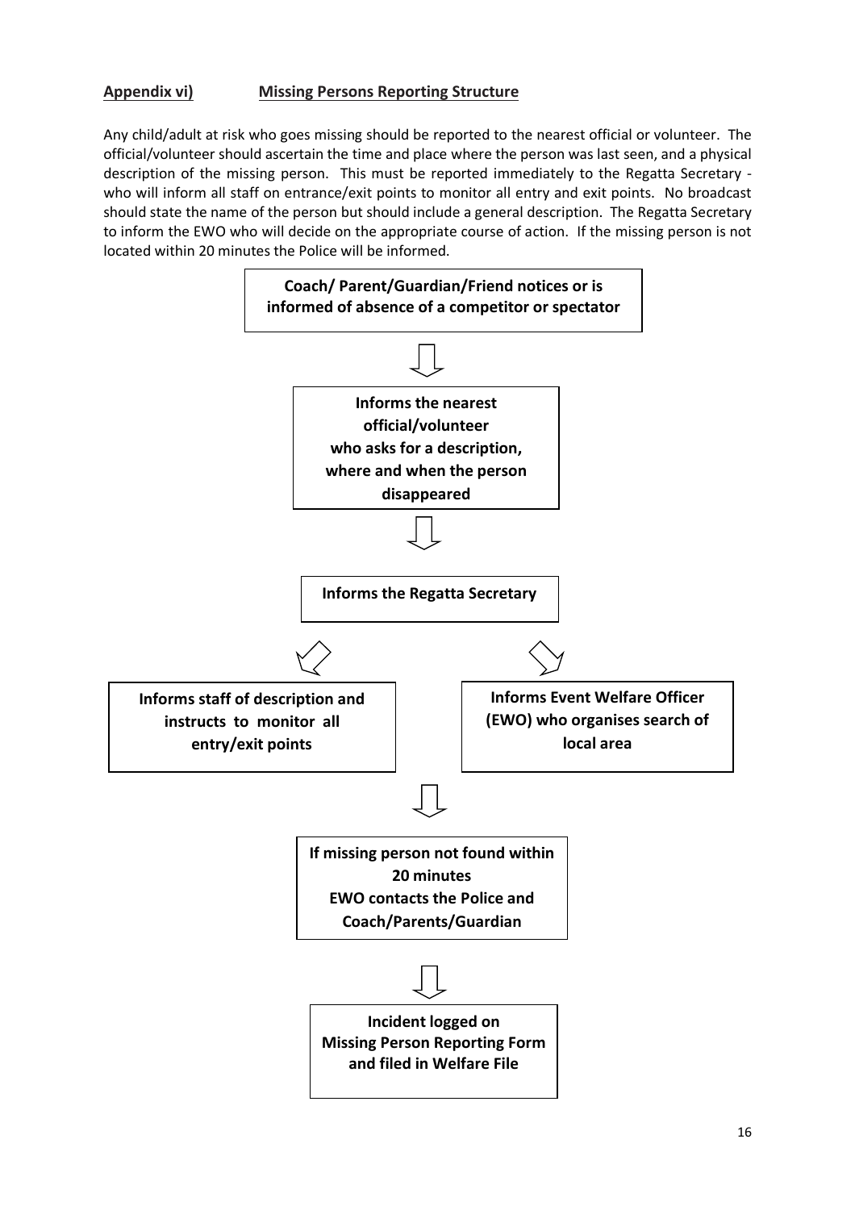## Appendix vi) Missing Persons Reporting Structure

Any child/adult at risk who goes missing should be reported to the nearest official or volunteer. The official/volunteer should ascertain the time and place where the person was last seen, and a physical description of the missing person. This must be reported immediately to the Regatta Secretary - who will inform all staff on entrance/exit points to monitor all entry and exit points. No broadcast should state the name of the person but should include a general description. The Regatta Secretary to inform the EWO who will decide on the appropriate course of action. If the missing person is not located within 20 minutes the Police will be informed.

**Coach/ Parent/Guardian/Friend notices or is informed of absence of a competitor or spectator**

↓

**Informs the nearest official/volunteer who asks for a description, where and when the person disappeared**

↓

**Informs the Regatta Secretary**

↙ ↘

**Informs staff of description and instructs to monitor all entry/exit points**

**Informs Event Welfare Officer (EWO) who organises search of local area**

↓

**If missing person not found within 20 minutes EWO contacts the Police and Coach/Parents/Guardian**

↓

**Incident logged on Missing Person Reporting Form and filed in Welfare File**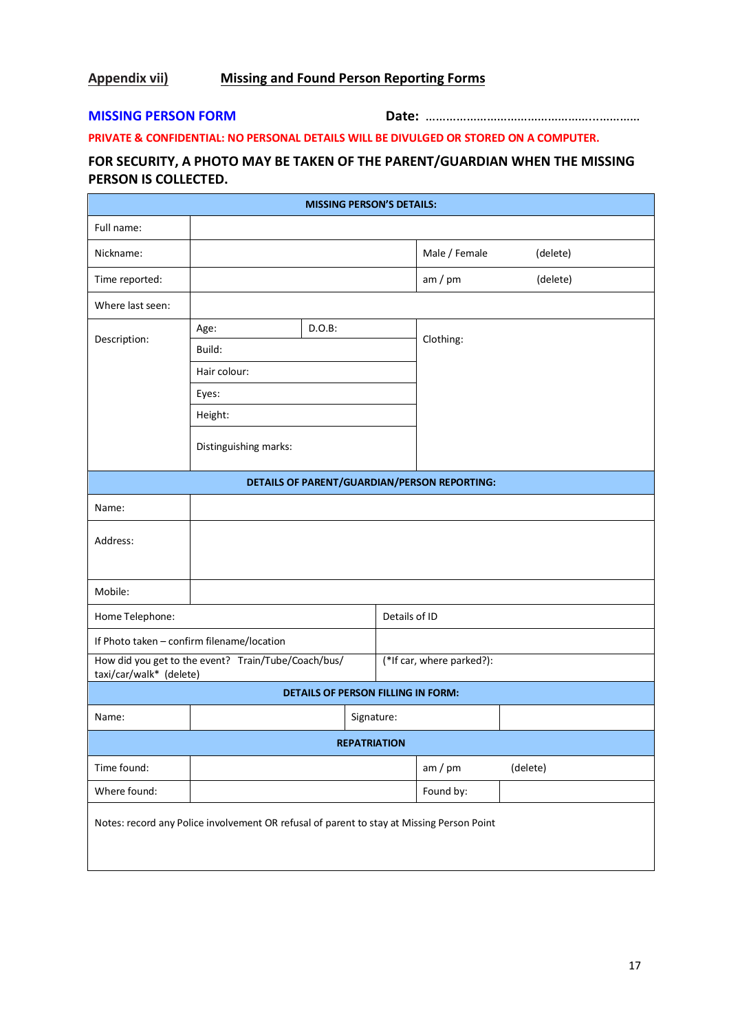## Appendix vii) Missing and Found Person Reporting Forms

**MISSING PERSON FORM** **Date:** ……………………………………………………..…………

**PRIVATE & CONFIDENTIAL: NO PERSONAL DETAILS WILL BE DIVULGED OR STORED ON A COMPUTER.**

**FOR SECURITY, A PHOTO MAY BE TAKEN OF THE PARENT/GUARDIAN WHEN THE MISSING PERSON IS COLLECTED.**

| **MISSING PERSON'S DETAILS:** | | | | |
|---|---|---|---|---|
| Full name: | | | | |
| Nickname: | | | Male / Female | (delete) |
| Time reported: | | | am / pm | (delete) |
| Where last seen: | | | | |
| Description: | Age: | D.O.B: | Clothing: | |
| | Build: | | | |
| | Hair colour: | | | |
| | Eyes: | | | |
| | Height: | | | |
| | Distinguishing marks: | | | |

| **DETAILS OF PARENT/GUARDIAN/PERSON REPORTING:** | | |
|---|---|---|
| Name: | | |
| Address: | | |
| Mobile: | | |
| Home Telephone: | | Details of ID |
| If Photo taken – confirm filename/location | | |
| How did you get to the event? Train/Tube/Coach/bus/ taxi/car/walk* (delete) | | (*If car, where parked?): |

| **DETAILS OF PERSON FILLING IN FORM:** | | | |
|---|---|---|---|
| Name: | | Signature: | |

| **REPATRIATION** | | | |
|---|---|---|---|
| Time found: | | am / pm | (delete) |
| Where found: | | Found by: | |
| Notes: record any Police involvement OR refusal of parent to stay at Missing Person Point | | | |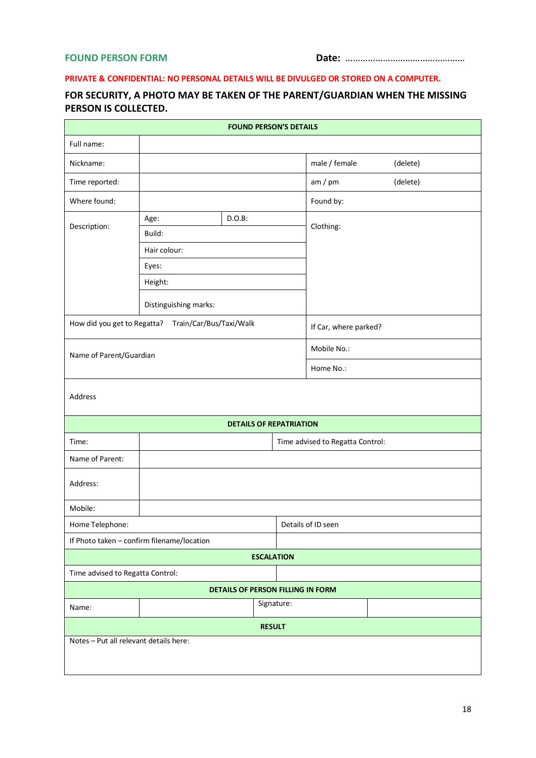**FOUND PERSON FORM** **Date: …………………………………………**

**PRIVATE & CONFIDENTIAL: NO PERSONAL DETAILS WILL BE DIVULGED OR STORED ON A COMPUTER.**

**FOR SECURITY, A PHOTO MAY BE TAKEN OF THE PARENT/GUARDIAN WHEN THE MISSING PERSON IS COLLECTED.**

| **FOUND PERSON'S DETAILS** | | | |
|---|---|---|---|
| Full name: | | | |
| Nickname: | | male / female | (delete) |
| Time reported: | | am / pm | (delete) |
| Where found: | | Found by: | |
| Description: | Age: D.O.B: | Clothing: | |
| | Build: | | |
| | Hair colour: | | |
| | Eyes: | | |
| | Height: | | |
| | Distinguishing marks: | | |
| How did you get to Regatta? | Train/Car/Bus/Taxi/Walk | If Car, where parked? | |
| Name of Parent/Guardian | | Mobile No.: | |
| | | Home No.: | |
| Address | | | |

| **DETAILS OF REPATRIATION** | | |
|---|---|---|
| Time: | | Time advised to Regatta Control: |
| Name of Parent: | | |
| Address: | | |
| Mobile: | | |
| Home Telephone: | | Details of ID seen |
| If Photo taken – confirm filename/location | | |
| **ESCALATION** | | |
| Time advised to Regatta Control: | | |

| **DETAILS OF PERSON FILLING IN FORM** | | | |
|---|---|---|---|
| Name: | | Signature: | |

| **RESULT** |
|---|
| Notes – Put all relevant details here: |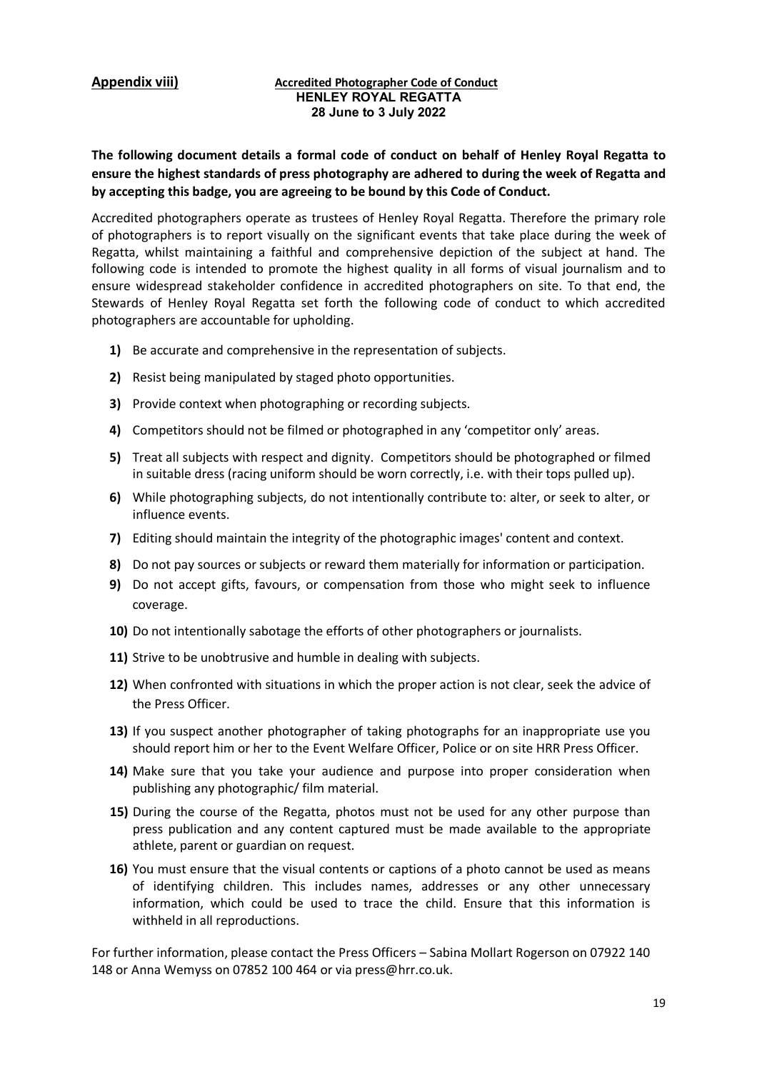**Appendix viii)** **Accredited Photographer Code of Conduct**

**HENLEY ROYAL REGATTA**
**28 June to 3 July 2022**

**The following document details a formal code of conduct on behalf of Henley Royal Regatta to ensure the highest standards of press photography are adhered to during the week of Regatta and by accepting this badge, you are agreeing to be bound by this Code of Conduct.**

Accredited photographers operate as trustees of Henley Royal Regatta. Therefore the primary role of photographers is to report visually on the significant events that take place during the week of Regatta, whilst maintaining a faithful and comprehensive depiction of the subject at hand. The following code is intended to promote the highest quality in all forms of visual journalism and to ensure widespread stakeholder confidence in accredited photographers on site. To that end, the Stewards of Henley Royal Regatta set forth the following code of conduct to which accredited photographers are accountable for upholding.

1) Be accurate and comprehensive in the representation of subjects.
2) Resist being manipulated by staged photo opportunities.
3) Provide context when photographing or recording subjects.
4) Competitors should not be filmed or photographed in any 'competitor only' areas.
5) Treat all subjects with respect and dignity. Competitors should be photographed or filmed in suitable dress (racing uniform should be worn correctly, i.e. with their tops pulled up).
6) While photographing subjects, do not intentionally contribute to: alter, or seek to alter, or influence events.
7) Editing should maintain the integrity of the photographic images' content and context.
8) Do not pay sources or subjects or reward them materially for information or participation.
9) Do not accept gifts, favours, or compensation from those who might seek to influence coverage.
10) Do not intentionally sabotage the efforts of other photographers or journalists.
11) Strive to be unobtrusive and humble in dealing with subjects.
12) When confronted with situations in which the proper action is not clear, seek the advice of the Press Officer.
13) If you suspect another photographer of taking photographs for an inappropriate use you should report him or her to the Event Welfare Officer, Police or on site HRR Press Officer.
14) Make sure that you take your audience and purpose into proper consideration when publishing any photographic/ film material.
15) During the course of the Regatta, photos must not be used for any other purpose than press publication and any content captured must be made available to the appropriate athlete, parent or guardian on request.
16) You must ensure that the visual contents or captions of a photo cannot be used as means of identifying children. This includes names, addresses or any other unnecessary information, which could be used to trace the child. Ensure that this information is withheld in all reproductions.

For further information, please contact the Press Officers – Sabina Mollart Rogerson on 07922 140 148 or Anna Wemyss on 07852 100 464 or via press@hrr.co.uk.